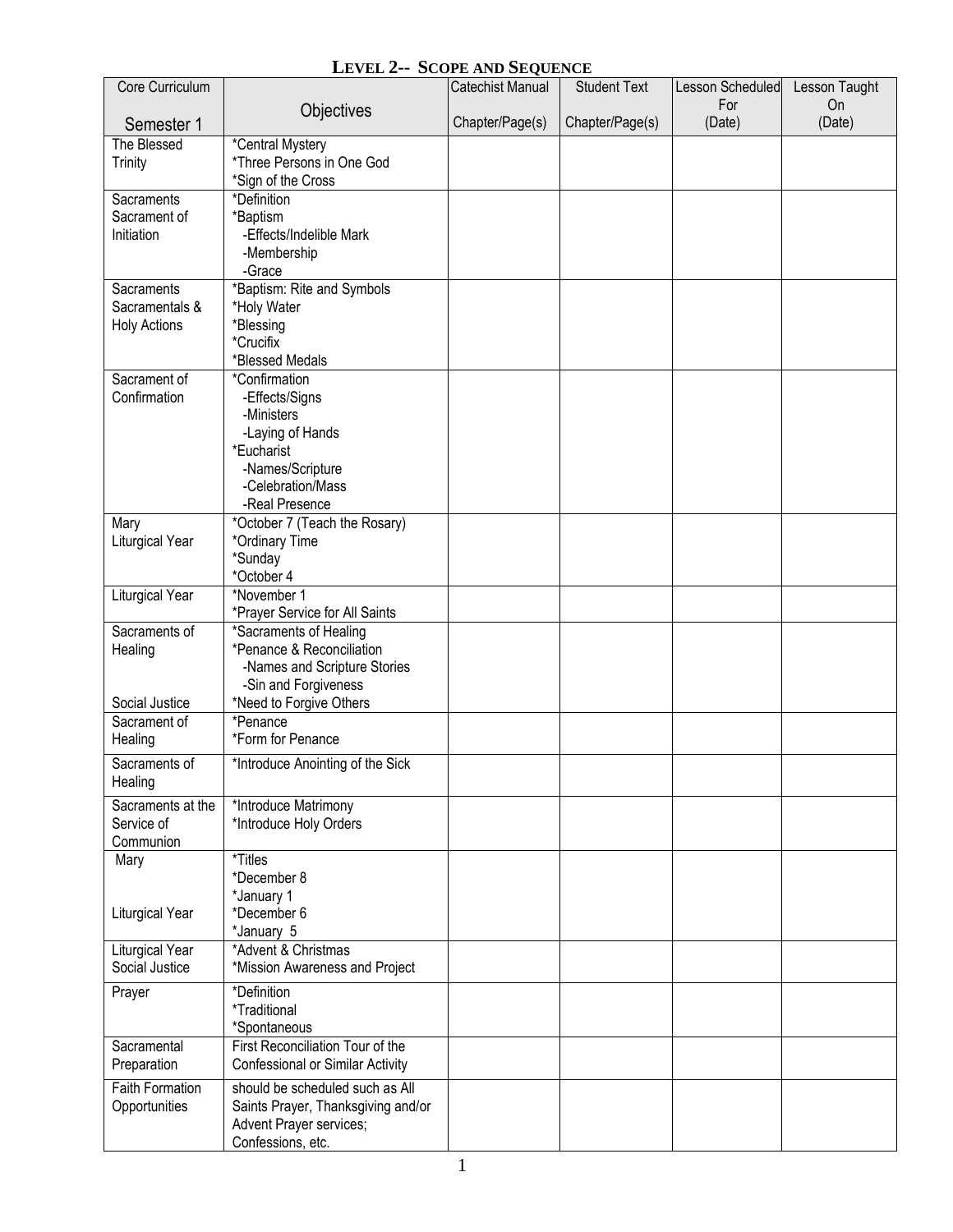# LEVEL 2-- SCOPE AND SEQUENCE

| Core Curriculum<br><br>Semester 1 | Objectives | Catechist Manual<br><br>Chapter/Page(s) | Student Text<br><br>Chapter/Page(s) | Lesson Scheduled For (Date) | Lesson Taught On (Date) |
|---|---|---|---|---|---|
| The Blessed Trinity | *Central Mystery<br>*Three Persons in One God<br>*Sign of the Cross | | | | |
| Sacraments<br>Sacrament of Initiation | *Definition<br>*Baptism<br>-Effects/Indelible Mark<br>-Membership<br>-Grace | | | | |
| Sacraments<br>Sacramentals & Holy Actions | *Baptism: Rite and Symbols<br>*Holy Water<br>*Blessing<br>*Crucifix<br>*Blessed Medals | | | | |
| Sacrament of Confirmation | *Confirmation<br>-Effects/Signs<br>-Ministers<br>-Laying of Hands<br>*Eucharist<br>-Names/Scripture<br>-Celebration/Mass<br>-Real Presence | | | | |
| Mary<br>Liturgical Year | *October 7 (Teach the Rosary)<br>*Ordinary Time<br>*Sunday<br>*October 4 | | | | |
| Liturgical Year | *November 1<br>*Prayer Service for All Saints | | | | |
| Sacraments of Healing<br><br>Social Justice | *Sacraments of Healing<br>*Penance & Reconciliation<br>-Names and Scripture Stories<br>-Sin and Forgiveness<br>*Need to Forgive Others | | | | |
| Sacrament of Healing | *Penance<br>*Form for Penance | | | | |
| Sacraments of Healing | *Introduce Anointing of the Sick | | | | |
| Sacraments at the Service of Communion | *Introduce Matrimony<br>*Introduce Holy Orders | | | | |
| Mary<br><br>Liturgical Year | *Titles<br>*December 8<br>*January 1<br>*December 6<br>*January 5 | | | | |
| Liturgical Year<br>Social Justice | *Advent & Christmas<br>*Mission Awareness and Project | | | | |
| Prayer | *Definition<br>*Traditional<br>*Spontaneous | | | | |
| Sacramental Preparation | First Reconciliation Tour of the Confessional or Similar Activity | | | | |
| Faith Formation Opportunities | should be scheduled such as All Saints Prayer, Thanksgiving and/or Advent Prayer services; Confessions, etc. | | | | |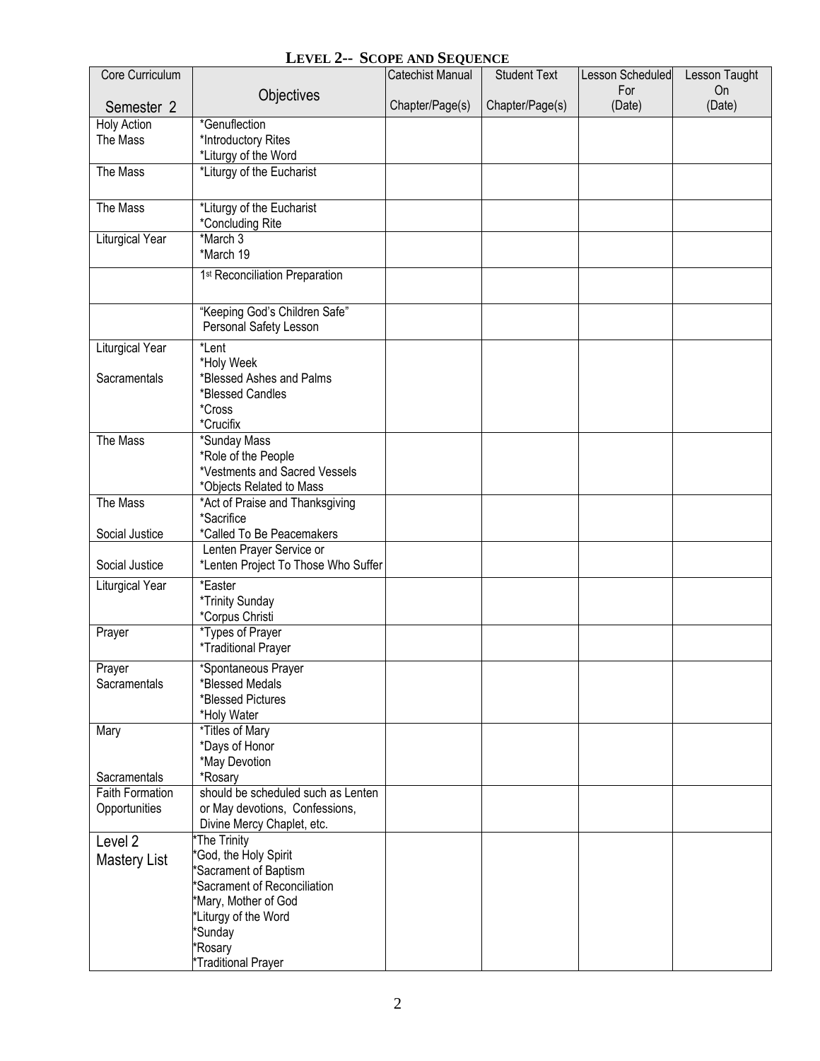# LEVEL 2-- SCOPE AND SEQUENCE

| Core Curriculum<br><br>Semester 2 | Objectives | Catechist Manual<br><br>Chapter/Page(s) | Student Text<br><br>Chapter/Page(s) | Lesson Scheduled For<br>(Date) | Lesson Taught On<br>(Date) |
|---|---|---|---|---|---|
| Holy Action<br>The Mass | *Genuflection<br>*Introductory Rites<br>*Liturgy of the Word | | | | |
| The Mass | *Liturgy of the Eucharist | | | | |
| The Mass | *Liturgy of the Eucharist<br>*Concluding Rite | | | | |
| Liturgical Year | *March 3<br>*March 19 | | | | |
| | 1st Reconciliation Preparation | | | | |
| | "Keeping God's Children Safe"<br>Personal Safety Lesson | | | | |
| Liturgical Year<br><br>Sacramentals | *Lent<br>*Holy Week<br>*Blessed Ashes and Palms<br>*Blessed Candles<br>*Cross<br>*Crucifix | | | | |
| The Mass | *Sunday Mass<br>*Role of the People<br>*Vestments and Sacred Vessels<br>*Objects Related to Mass | | | | |
| The Mass<br><br>Social Justice | *Act of Praise and Thanksgiving<br>*Sacrifice<br>*Called To Be Peacemakers | | | | |
| Social Justice | Lenten Prayer Service or<br>*Lenten Project To Those Who Suffer | | | | |
| Liturgical Year | *Easter<br>*Trinity Sunday<br>*Corpus Christi | | | | |
| Prayer | *Types of Prayer<br>*Traditional Prayer | | | | |
| Prayer<br>Sacramentals | *Spontaneous Prayer<br>*Blessed Medals<br>*Blessed Pictures<br>*Holy Water | | | | |
| Mary<br><br><br>Sacramentals | *Titles of Mary<br>*Days of Honor<br>*May Devotion<br>*Rosary | | | | |
| Faith Formation Opportunities | should be scheduled such as Lenten or May devotions, Confessions, Divine Mercy Chaplet, etc. | | | | |
| Level 2<br>Mastery List | *The Trinity<br>*God, the Holy Spirit<br>*Sacrament of Baptism<br>*Sacrament of Reconciliation<br>*Mary, Mother of God<br>*Liturgy of the Word<br>*Sunday<br>*Rosary<br>*Traditional Prayer | | | | |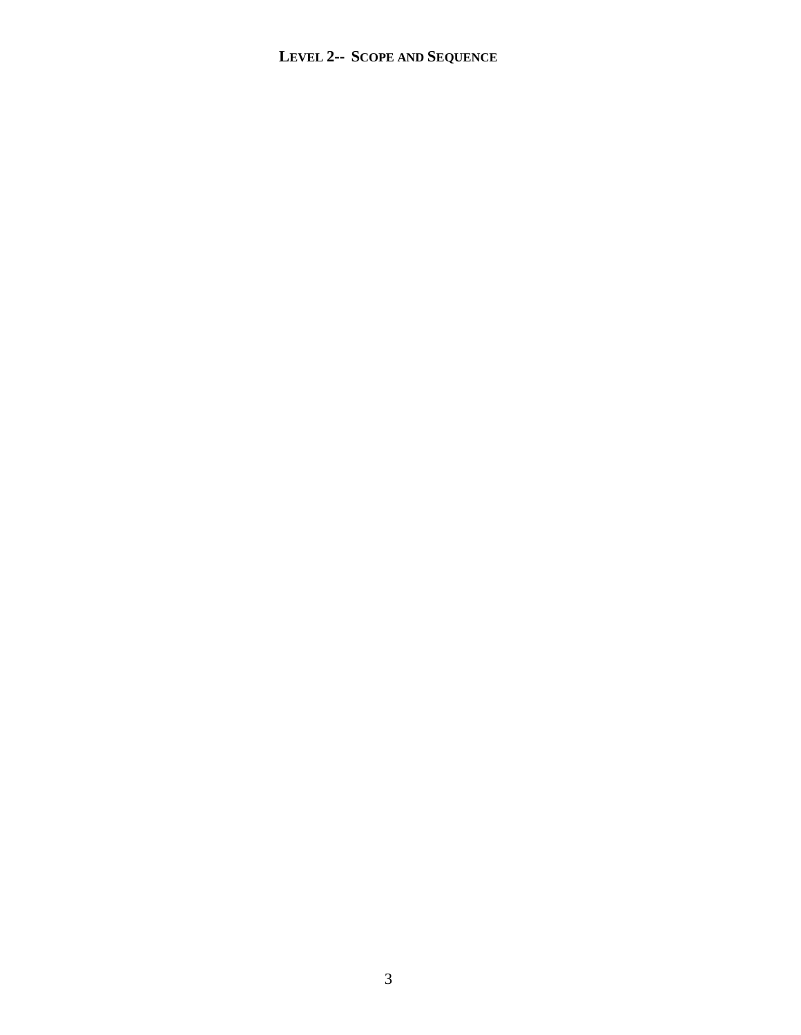# LEVEL 2-- SCOPE AND SEQUENCE